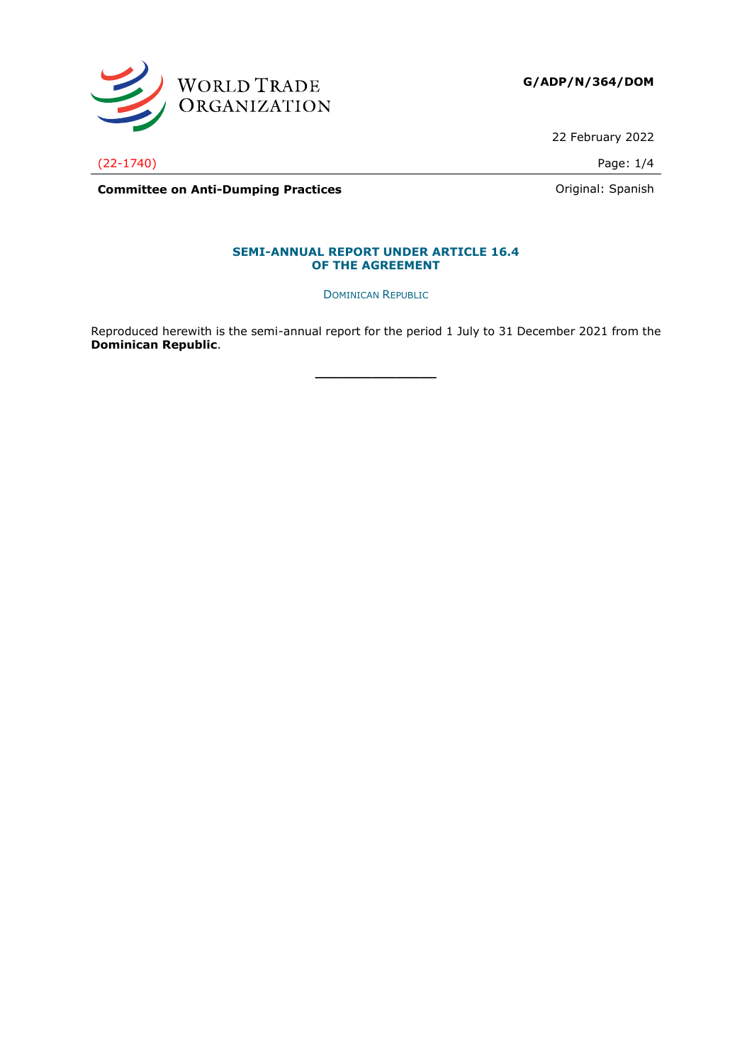**G/ADP/N/364/DOM**

22 February 2022

(22-1740)

**Committee on Anti-Dumping Practices**

Original: Spanish

## SEMI-ANNUAL REPORT UNDER ARTICLE 16.4 OF THE AGREEMENT

DOMINICAN REPUBLIC

Reproduced herewith is the semi-annual report for the period 1 July to 31 December 2021 from the **Dominican Republic**.

\_\_\_\_\_\_\_\_\_\_\_\_\_\_\_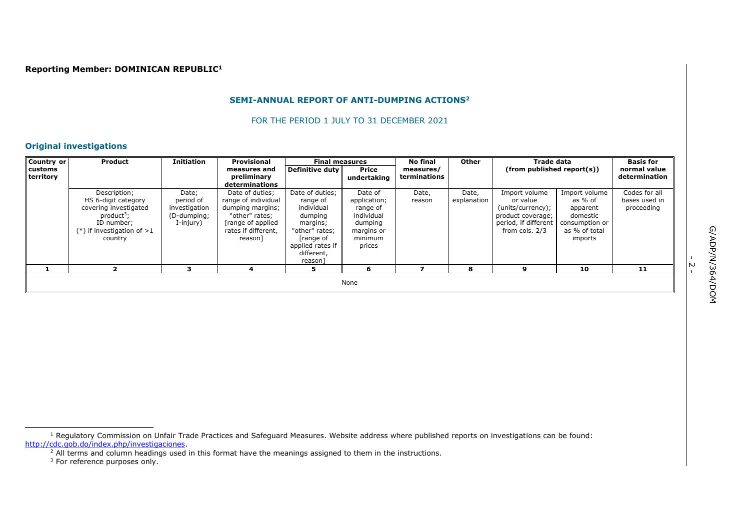**Reporting Member: DOMINICAN REPUBLIC[1]**

## SEMI-ANNUAL REPORT OF ANTI-DUMPING ACTIONS[2]

FOR THE PERIOD 1 JULY TO 31 DECEMBER 2021

### Original investigations

| Country or customs territory | Product | Initiation | Provisional measures and preliminary determinations | Final measures | | No final measures/ terminations | Other | Trade data (from published report(s)) | | Basis for normal value determination |
|---|---|---|---|---|---|---|---|---|---|---|
| | | | | Definitive duty | Price undertaking | | | | | |
| | Description; HS 6-digit category covering investigated product[3]; ID number; (*) if investigation of >1 country | Date; period of investigation (D-dumping; I-injury) | Date of duties; range of individual dumping margins; "other" rates; [range of applied rates if different, reason] | Date of duties; range of individual dumping margins; "other" rates; [range of applied rates if different, reason] | Date of application; range of individual dumping margins or minimum prices | Date, reason | Date, explanation | Import volume or value (units/currency); product coverage; period, if different from cols. 2/3 | Import volume as % of apparent domestic consumption or as % of total imports | Codes for all bases used in proceeding |
| **1** | **2** | **3** | **4** | **5** | **6** | **7** | **8** | **9** | **10** | **11** |
| None | | | | | | | | | | |

[1] Regulatory Commission on Unfair Trade Practices and Safeguard Measures. Website address where published reports on investigations can be found: http://cdc.gob.do/index.php/investigaciones.

[2] All terms and column headings used in this format have the meanings assigned to them in the instructions.

[3] For reference purposes only.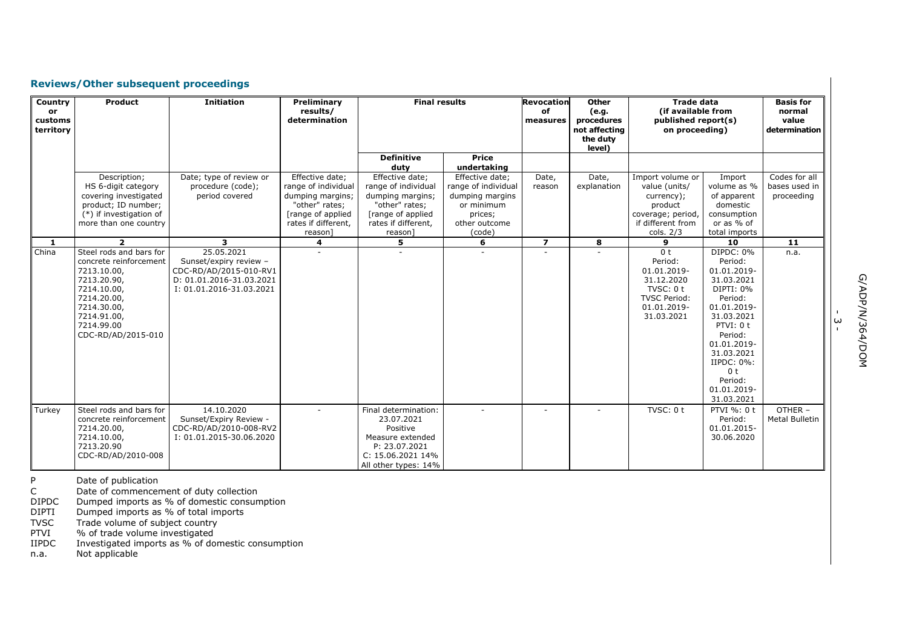## Reviews/Other subsequent proceedings

| Country or customs territory | Product | Initiation | Preliminary results/ determination | Final results | | Revocation of measures | Other (e.g. procedures not affecting the duty level) | Trade data (if available from published report(s) on proceeding) | | Basis for normal value determination |
|---|---|---|---|---|---|---|---|---|---|---|
| | | | | Definitive duty | Price undertaking | | | | | |
| | Description; HS 6-digit category covering investigated product; ID number; (*) if investigation of more than one country | Date; type of review or procedure (code); period covered | Effective date; range of individual dumping margins; "other" rates; [range of applied rates if different, reason] | Effective date; range of individual dumping margins; "other" rates; [range of applied rates if different, reason] | Effective date; range of individual dumping margins or minimum prices; other outcome (code) | Date, reason | Date, explanation | Import volume or value (units/ currency); product coverage; period, if different from cols. 2/3 | Import volume as % of apparent domestic consumption or as % of total imports | Codes for all bases used in proceeding |
| **1** | **2** | **3** | **4** | **5** | **6** | **7** | **8** | **9** | **10** | **11** |
| China | Steel rods and bars for concrete reinforcement 7213.10.00, 7213.20.90, 7214.10.00, 7214.20.00, 7214.30.00, 7214.91.00, 7214.99.00 CDC-RD/AD/2015-010 | 25.05.2021 Sunset/expiry review – CDC-RD/AD/2015-010-RV1 D: 01.01.2016-31.03.2021 I: 01.01.2016-31.03.2021 | - | - | - | - | - | 0 t Period: 01.01.2019-31.12.2020 TVSC: 0 t TVSC Period: 01.01.2019-31.03.2021 | DIPDC: 0% Period: 01.01.2019-31.03.2021 DIPTI: 0% Period: 01.01.2019-31.03.2021 PTVI: 0 t Period: 01.01.2019-31.03.2021 IIPDC: 0%: 0 t Period: 01.01.2019-31.03.2021 | n.a. |
| Turkey | Steel rods and bars for concrete reinforcement 7214.20.00, 7214.10.00, 7213.20.90 CDC-RD/AD/2010-008 | 14.10.2020 Sunset/Expiry Review - CDC-RD/AD/2010-008-RV2 I: 01.01.2015-30.06.2020 | - | Final determination: 23.07.2021 Positive Measure extended P: 23.07.2021 C: 15.06.2021 14% All other types: 14% | - | - | - | TVSC: 0 t | PTVI %: 0 t Period: 01.01.2015-30.06.2020 | OTHER – Metal Bulletin |

P Date of publication
C Date of commencement of duty collection
DIPDC Dumped imports as % of domestic consumption
DIPTI Dumped imports as % of total imports
TVSC Trade volume of subject country
PTVI % of trade volume investigated
IIPDC Investigated imports as % of domestic consumption
n.a. Not applicable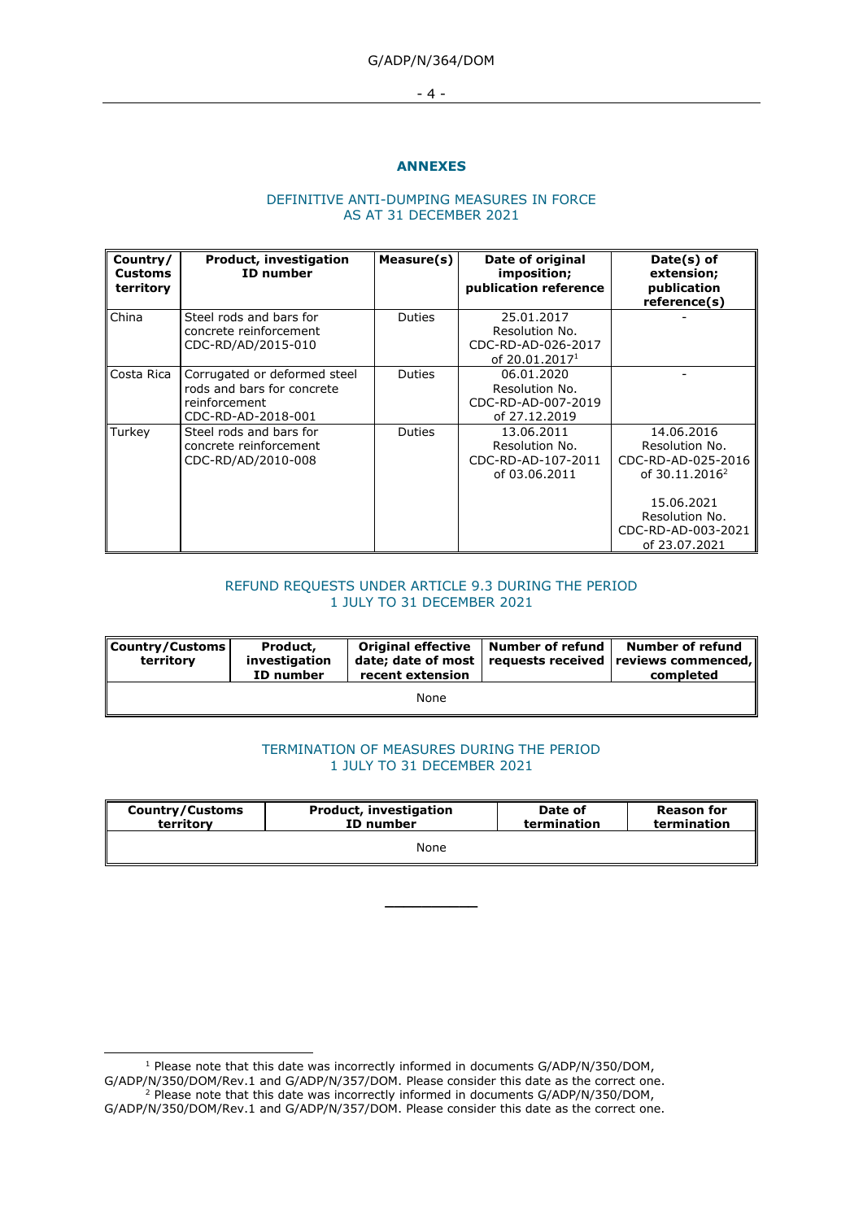## ANNEXES

### DEFINITIVE ANTI-DUMPING MEASURES IN FORCE AS AT 31 DECEMBER 2021

| Country/ Customs territory | Product, investigation ID number | Measure(s) | Date of original imposition; publication reference | Date(s) of extension; publication reference(s) |
|---|---|---|---|---|
| China | Steel rods and bars for concrete reinforcement CDC-RD/AD/2015-010 | Duties | 25.01.2017 Resolution No. CDC-RD-AD-026-2017 of 20.01.2017[1] | - |
| Costa Rica | Corrugated or deformed steel rods and bars for concrete reinforcement CDC-RD-AD-2018-001 | Duties | 06.01.2020 Resolution No. CDC-RD-AD-007-2019 of 27.12.2019 | - |
| Turkey | Steel rods and bars for concrete reinforcement CDC-RD/AD/2010-008 | Duties | 13.06.2011 Resolution No. CDC-RD-AD-107-2011 of 03.06.2011 | 14.06.2016 Resolution No. CDC-RD-AD-025-2016 of 30.11.2016[2]<br><br>15.06.2021 Resolution No. CDC-RD-AD-003-2021 of 23.07.2021 |

### REFUND REQUESTS UNDER ARTICLE 9.3 DURING THE PERIOD 1 JULY TO 31 DECEMBER 2021

| Country/Customs territory | Product, investigation ID number | Original effective date; date of most recent extension | Number of refund requests received | Number of refund reviews commenced, completed |
|---|---|---|---|---|
| None | | | | |

### TERMINATION OF MEASURES DURING THE PERIOD 1 JULY TO 31 DECEMBER 2021

| Country/Customs territory | Product, investigation ID number | Date of termination | Reason for termination |
|---|---|---|---|
| None | | | |

---

[1] Please note that this date was incorrectly informed in documents G/ADP/N/350/DOM, G/ADP/N/350/DOM/Rev.1 and G/ADP/N/357/DOM. Please consider this date as the correct one.

[2] Please note that this date was incorrectly informed in documents G/ADP/N/350/DOM, G/ADP/N/350/DOM/Rev.1 and G/ADP/N/357/DOM. Please consider this date as the correct one.